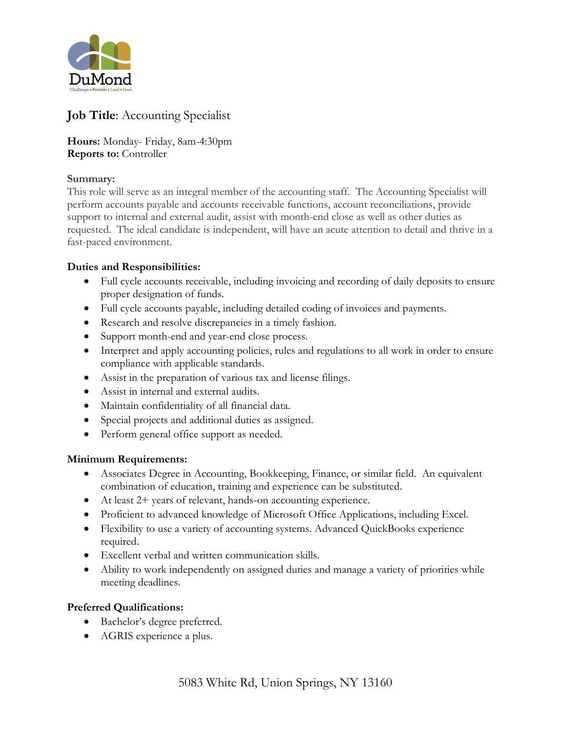DuMond

Challenge > Provide > Lead > Feed

**Job Title**: Accounting Specialist

**Hours:** Monday- Friday, 8am-4:30pm
**Reports to:** Controller

**Summary:**
This role will serve as an integral member of the accounting staff. The Accounting Specialist will perform accounts payable and accounts receivable functions, account reconciliations, provide support to internal and external audit, assist with month-end close as well as other duties as requested. The ideal candidate is independent, will have an acute attention to detail and thrive in a fast-paced environment.

**Duties and Responsibilities:**

- Full cycle accounts receivable, including invoicing and recording of daily deposits to ensure proper designation of funds.
- Full cycle accounts payable, including detailed coding of invoices and payments.
- Research and resolve discrepancies in a timely fashion.
- Support month-end and year-end close process.
- Interpret and apply accounting policies, rules and regulations to all work in order to ensure compliance with applicable standards.
- Assist in the preparation of various tax and license filings.
- Assist in internal and external audits.
- Maintain confidentiality of all financial data.
- Special projects and additional duties as assigned.
- Perform general office support as needed.

**Minimum Requirements:**

- Associates Degree in Accounting, Bookkeeping, Finance, or similar field. An equivalent combination of education, training and experience can be substituted.
- At least 2+ years of relevant, hands-on accounting experience.
- Proficient to advanced knowledge of Microsoft Office Applications, including Excel.
- Flexibility to use a variety of accounting systems. Advanced QuickBooks experience required.
- Excellent verbal and written communication skills.
- Ability to work independently on assigned duties and manage a variety of priorities while meeting deadlines.

**Preferred Qualifications:**

- Bachelor's degree preferred.
- AGRIS experience a plus.

5083 White Rd, Union Springs, NY 13160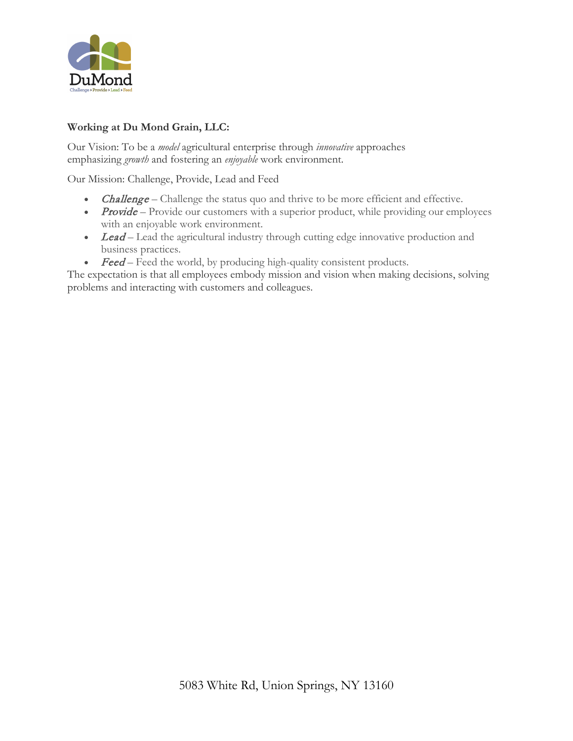**Working at Du Mond Grain, LLC:**

Our Vision: To be a *model* agricultural enterprise through *innovative* approaches emphasizing *growth* and fostering an *enjoyable* work environment.

Our Mission: Challenge, Provide, Lead and Feed

- ***Challenge*** – Challenge the status quo and thrive to be more efficient and effective.
- ***Provide*** – Provide our customers with a superior product, while providing our employees with an enjoyable work environment.
- ***Lead*** – Lead the agricultural industry through cutting edge innovative production and business practices.
- ***Feed*** – Feed the world, by producing high-quality consistent products.

The expectation is that all employees embody mission and vision when making decisions, solving problems and interacting with customers and colleagues.

5083 White Rd, Union Springs, NY 13160